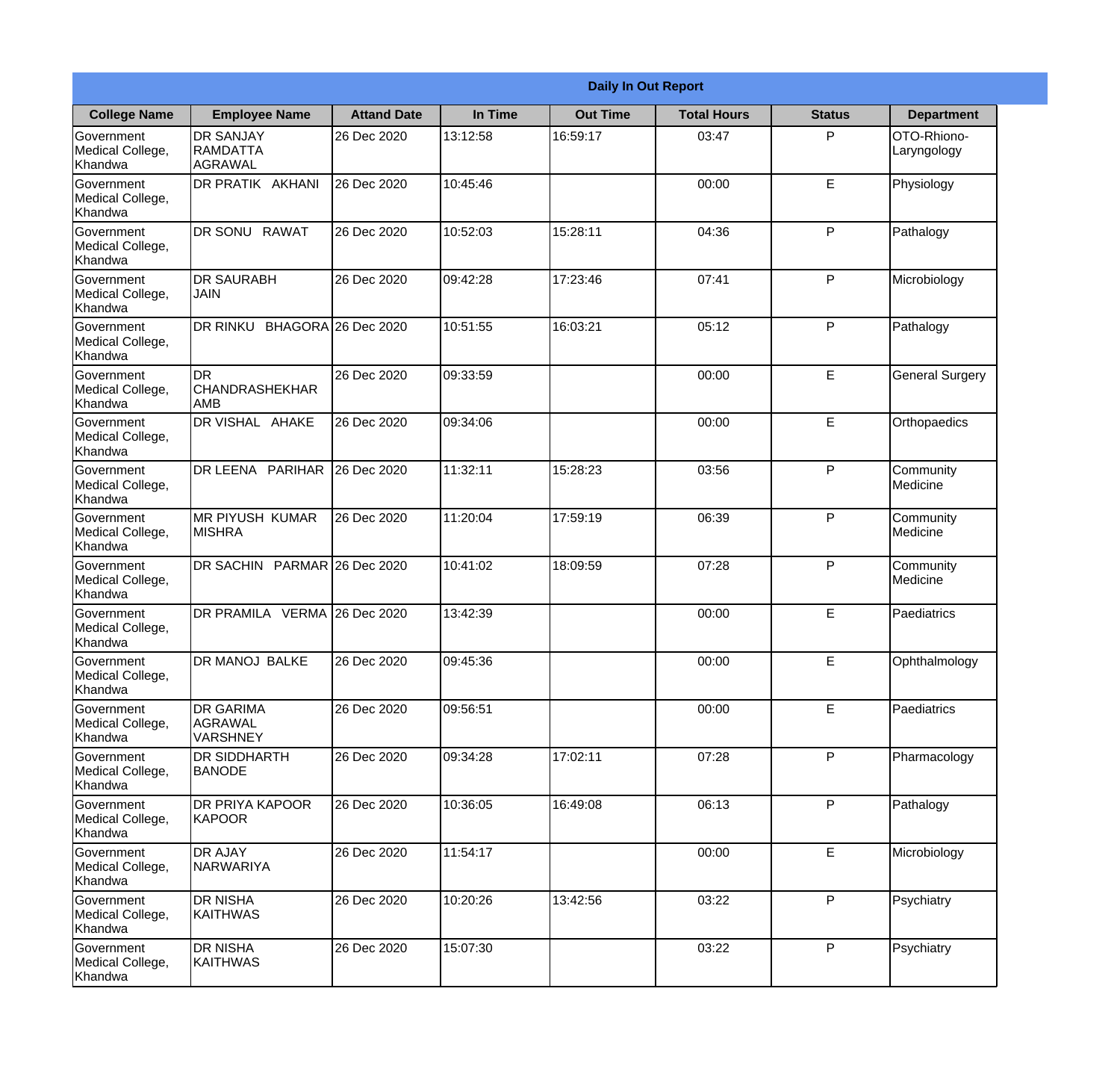**Daily In Out Report**

| College Name | Employee Name | Attand Date | In Time | Out Time | Total Hours | Status | Department |
|---|---|---|---|---|---|---|---|
| Government Medical College, Khandwa | DR SANJAY RAMDATTA AGRAWAL | 26 Dec 2020 | 13:12:58 | 16:59:17 | 03:47 | P | OTO-Rhiono-Laryngology |
| Government Medical College, Khandwa | DR PRATIK AKHANI | 26 Dec 2020 | 10:45:46 | | 00:00 | E | Physiology |
| Government Medical College, Khandwa | DR SONU RAWAT | 26 Dec 2020 | 10:52:03 | 15:28:11 | 04:36 | P | Pathalogy |
| Government Medical College, Khandwa | DR SAURABH JAIN | 26 Dec 2020 | 09:42:28 | 17:23:46 | 07:41 | P | Microbiology |
| Government Medical College, Khandwa | DR RINKU BHAGORA | 26 Dec 2020 | 10:51:55 | 16:03:21 | 05:12 | P | Pathalogy |
| Government Medical College, Khandwa | DR CHANDRASHEKHAR AMB | 26 Dec 2020 | 09:33:59 | | 00:00 | E | General Surgery |
| Government Medical College, Khandwa | DR VISHAL AHAKE | 26 Dec 2020 | 09:34:06 | | 00:00 | E | Orthopaedics |
| Government Medical College, Khandwa | DR LEENA PARIHAR | 26 Dec 2020 | 11:32:11 | 15:28:23 | 03:56 | P | Community Medicine |
| Government Medical College, Khandwa | MR PIYUSH KUMAR MISHRA | 26 Dec 2020 | 11:20:04 | 17:59:19 | 06:39 | P | Community Medicine |
| Government Medical College, Khandwa | DR SACHIN PARMAR | 26 Dec 2020 | 10:41:02 | 18:09:59 | 07:28 | P | Community Medicine |
| Government Medical College, Khandwa | DR PRAMILA VERMA | 26 Dec 2020 | 13:42:39 | | 00:00 | E | Paediatrics |
| Government Medical College, Khandwa | DR MANOJ BALKE | 26 Dec 2020 | 09:45:36 | | 00:00 | E | Ophthalmology |
| Government Medical College, Khandwa | DR GARIMA AGRAWAL VARSHNEY | 26 Dec 2020 | 09:56:51 | | 00:00 | E | Paediatrics |
| Government Medical College, Khandwa | DR SIDDHARTH BANODE | 26 Dec 2020 | 09:34:28 | 17:02:11 | 07:28 | P | Pharmacology |
| Government Medical College, Khandwa | DR PRIYA KAPOOR KAPOOR | 26 Dec 2020 | 10:36:05 | 16:49:08 | 06:13 | P | Pathalogy |
| Government Medical College, Khandwa | DR AJAY NARWARIYA | 26 Dec 2020 | 11:54:17 | | 00:00 | E | Microbiology |
| Government Medical College, Khandwa | DR NISHA KAITHWAS | 26 Dec 2020 | 10:20:26 | 13:42:56 | 03:22 | P | Psychiatry |
| Government Medical College, Khandwa | DR NISHA KAITHWAS | 26 Dec 2020 | 15:07:30 | | 03:22 | P | Psychiatry |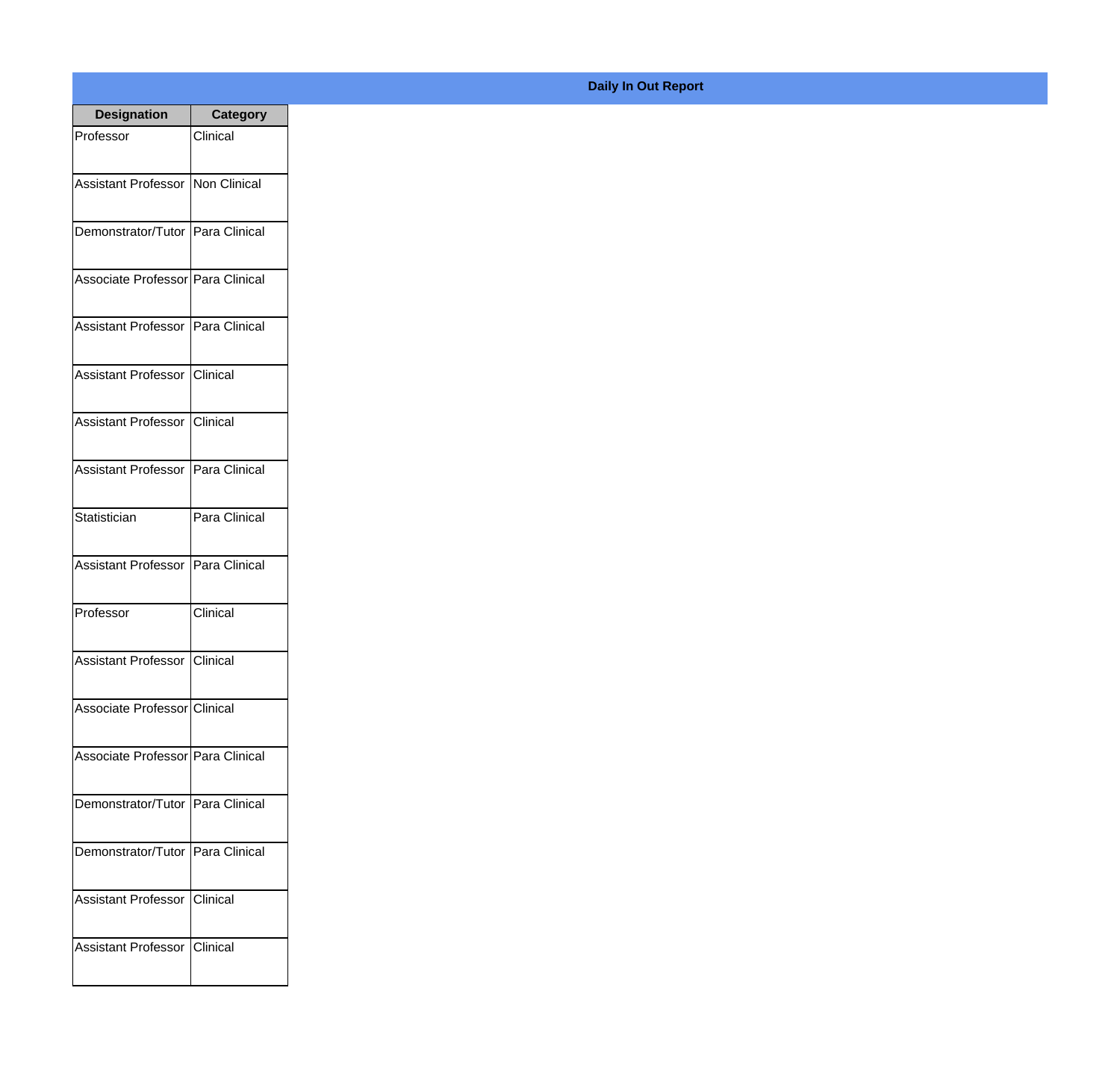## Daily In Out Report

| Designation | Category |
|---|---|
| Professor | Clinical |
| Assistant Professor | Non Clinical |
| Demonstrator/Tutor | Para Clinical |
| Associate Professor | Para Clinical |
| Assistant Professor | Para Clinical |
| Assistant Professor | Clinical |
| Assistant Professor | Clinical |
| Assistant Professor | Para Clinical |
| Statistician | Para Clinical |
| Assistant Professor | Para Clinical |
| Professor | Clinical |
| Assistant Professor | Clinical |
| Associate Professor | Clinical |
| Associate Professor | Para Clinical |
| Demonstrator/Tutor | Para Clinical |
| Demonstrator/Tutor | Para Clinical |
| Assistant Professor | Clinical |
| Assistant Professor | Clinical |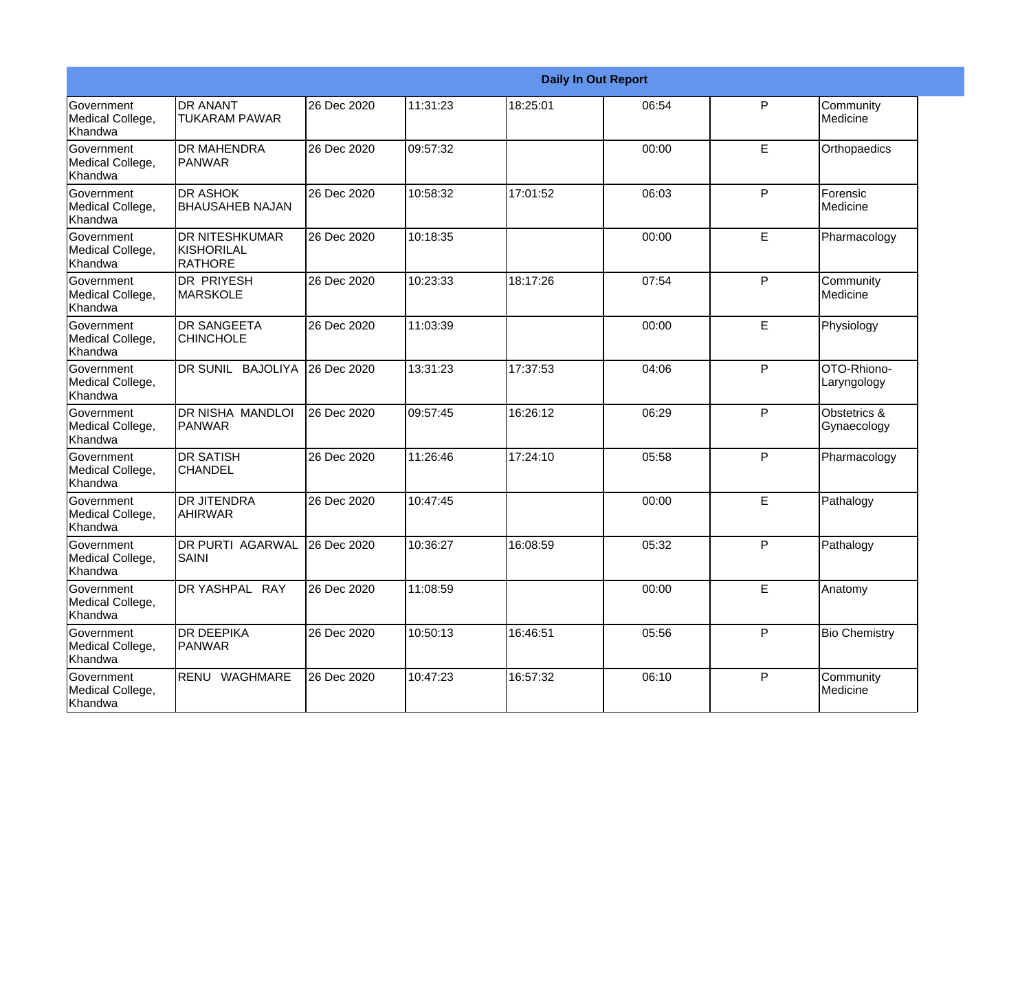| Daily In Out Report | | | | | | | |
|---|---|---|---|---|---|---|---|
| Government Medical College, Khandwa | DR ANANT TUKARAM PAWAR | 26 Dec 2020 | 11:31:23 | 18:25:01 | 06:54 | P | Community Medicine |
| Government Medical College, Khandwa | DR MAHENDRA PANWAR | 26 Dec 2020 | 09:57:32 | | 00:00 | E | Orthopaedics |
| Government Medical College, Khandwa | DR ASHOK BHAUSAHEB NAJAN | 26 Dec 2020 | 10:58:32 | 17:01:52 | 06:03 | P | Forensic Medicine |
| Government Medical College, Khandwa | DR NITESHKUMAR KISHORILAL RATHORE | 26 Dec 2020 | 10:18:35 | | 00:00 | E | Pharmacology |
| Government Medical College, Khandwa | DR PRIYESH MARSKOLE | 26 Dec 2020 | 10:23:33 | 18:17:26 | 07:54 | P | Community Medicine |
| Government Medical College, Khandwa | DR SANGEETA CHINCHOLE | 26 Dec 2020 | 11:03:39 | | 00:00 | E | Physiology |
| Government Medical College, Khandwa | DR SUNIL BAJOLIYA | 26 Dec 2020 | 13:31:23 | 17:37:53 | 04:06 | P | OTO-Rhiono-Laryngology |
| Government Medical College, Khandwa | DR NISHA MANDLOI PANWAR | 26 Dec 2020 | 09:57:45 | 16:26:12 | 06:29 | P | Obstetrics & Gynaecology |
| Government Medical College, Khandwa | DR SATISH CHANDEL | 26 Dec 2020 | 11:26:46 | 17:24:10 | 05:58 | P | Pharmacology |
| Government Medical College, Khandwa | DR JITENDRA AHIRWAR | 26 Dec 2020 | 10:47:45 | | 00:00 | E | Pathalogy |
| Government Medical College, Khandwa | DR PURTI AGARWAL SAINI | 26 Dec 2020 | 10:36:27 | 16:08:59 | 05:32 | P | Pathalogy |
| Government Medical College, Khandwa | DR YASHPAL RAY | 26 Dec 2020 | 11:08:59 | | 00:00 | E | Anatomy |
| Government Medical College, Khandwa | DR DEEPIKA PANWAR | 26 Dec 2020 | 10:50:13 | 16:46:51 | 05:56 | P | Bio Chemistry |
| Government Medical College, Khandwa | RENU WAGHMARE | 26 Dec 2020 | 10:47:23 | 16:57:32 | 06:10 | P | Community Medicine |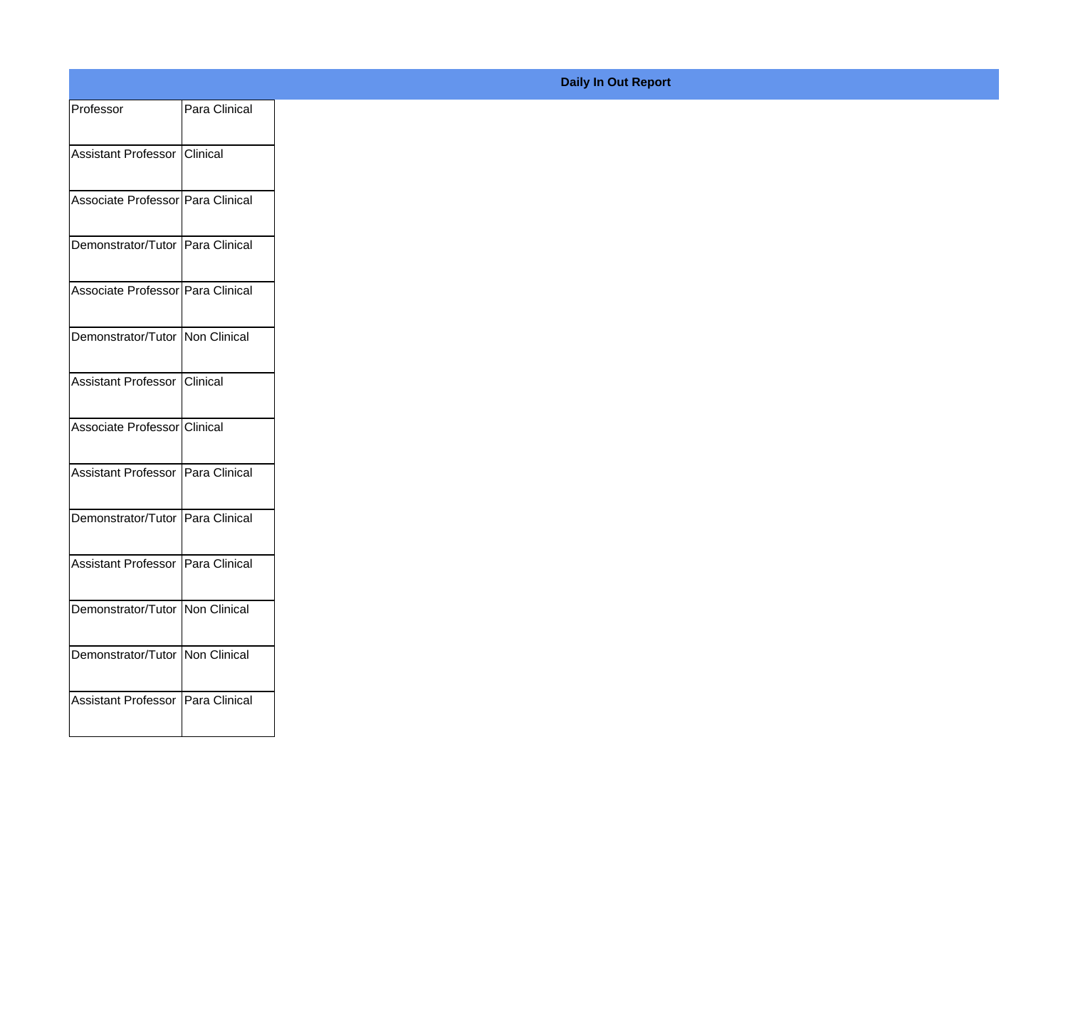**Daily In Out Report**

| | |
|---|---|
| Professor | Para Clinical |
| Assistant Professor | Clinical |
| Associate Professor | Para Clinical |
| Demonstrator/Tutor | Para Clinical |
| Associate Professor | Para Clinical |
| Demonstrator/Tutor | Non Clinical |
| Assistant Professor | Clinical |
| Associate Professor | Clinical |
| Assistant Professor | Para Clinical |
| Demonstrator/Tutor | Para Clinical |
| Assistant Professor | Para Clinical |
| Demonstrator/Tutor | Non Clinical |
| Demonstrator/Tutor | Non Clinical |
| Assistant Professor | Para Clinical |